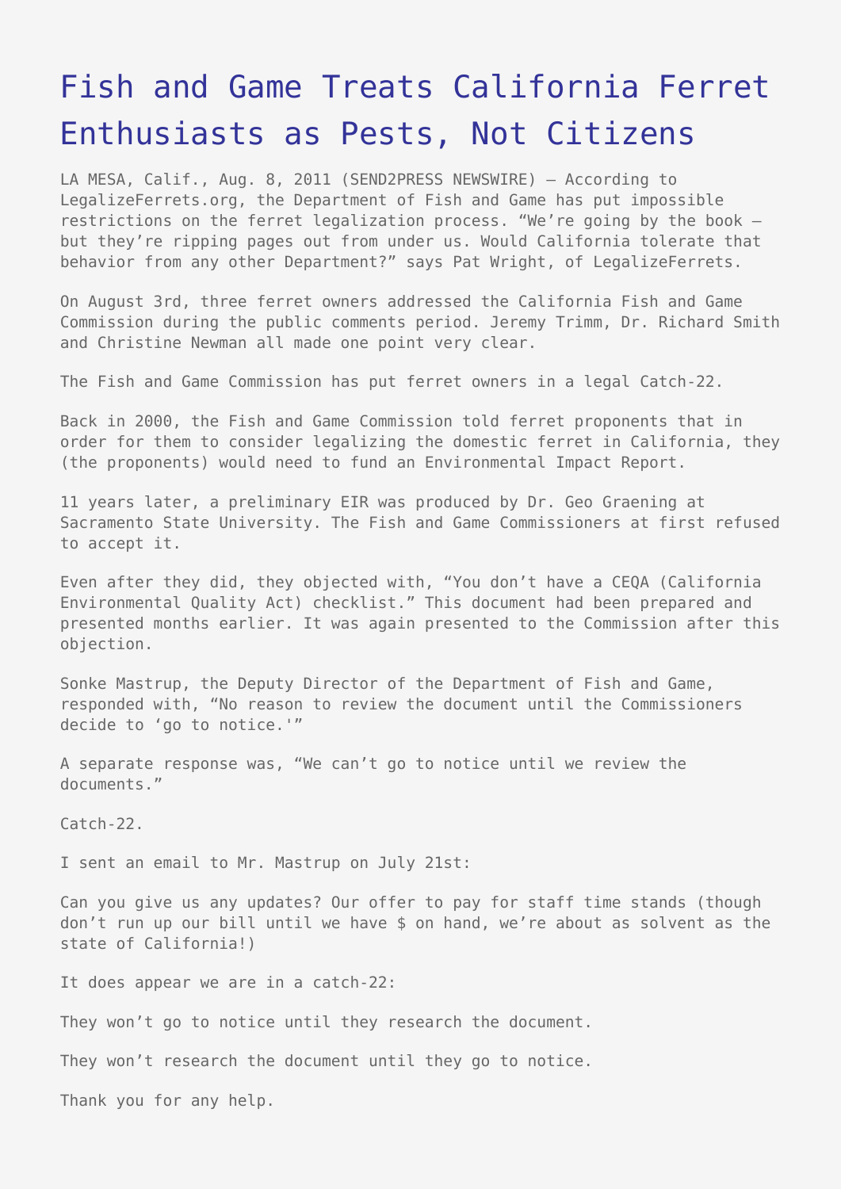# Fish and Game Treats California Ferret Enthusiasts as Pests, Not Citizens

LA MESA, Calif., Aug. 8, 2011 (SEND2PRESS NEWSWIRE) — According to LegalizeFerrets.org, the Department of Fish and Game has put impossible restrictions on the ferret legalization process. "We're going by the book – but they're ripping pages out from under us. Would California tolerate that behavior from any other Department?" says Pat Wright, of LegalizeFerrets.

On August 3rd, three ferret owners addressed the California Fish and Game Commission during the public comments period. Jeremy Trimm, Dr. Richard Smith and Christine Newman all made one point very clear.

The Fish and Game Commission has put ferret owners in a legal Catch-22.

Back in 2000, the Fish and Game Commission told ferret proponents that in order for them to consider legalizing the domestic ferret in California, they (the proponents) would need to fund an Environmental Impact Report.

11 years later, a preliminary EIR was produced by Dr. Geo Graening at Sacramento State University. The Fish and Game Commissioners at first refused to accept it.

Even after they did, they objected with, "You don't have a CEQA (California Environmental Quality Act) checklist." This document had been prepared and presented months earlier. It was again presented to the Commission after this objection.

Sonke Mastrup, the Deputy Director of the Department of Fish and Game, responded with, "No reason to review the document until the Commissioners decide to 'go to notice.'"

A separate response was, "We can't go to notice until we review the documents."

Catch-22.

I sent an email to Mr. Mastrup on July 21st:

Can you give us any updates? Our offer to pay for staff time stands (though don't run up our bill until we have $ on hand, we're about as solvent as the state of California!)

It does appear we are in a catch-22:

They won't go to notice until they research the document.

They won't research the document until they go to notice.

Thank you for any help.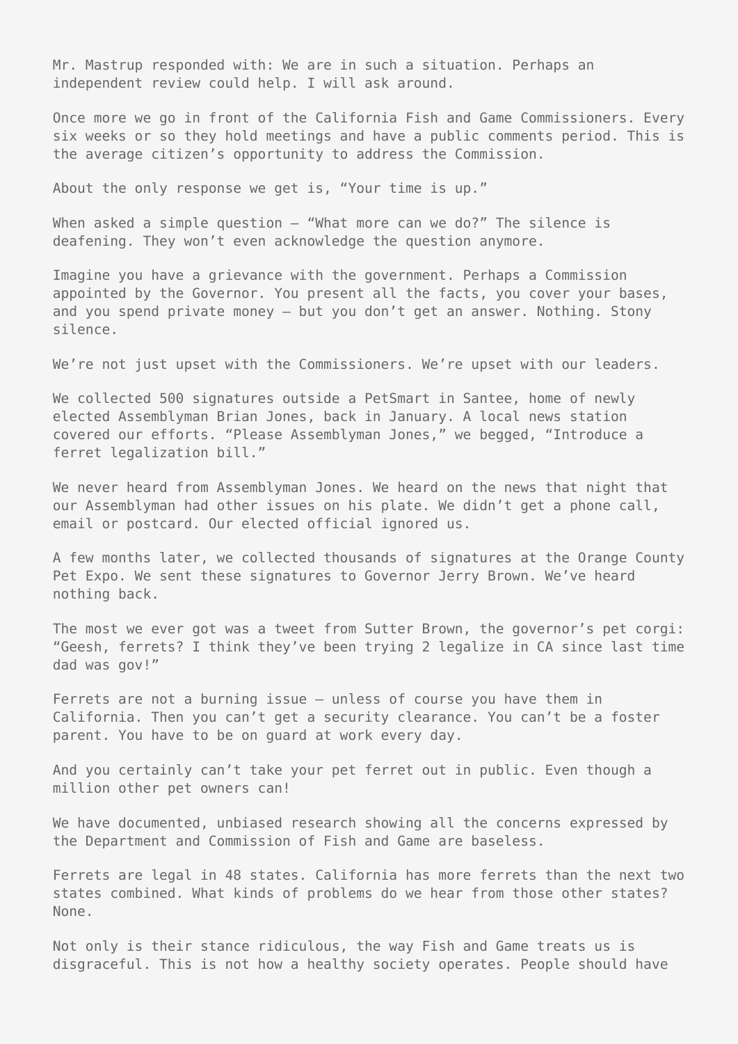Mr. Mastrup responded with: We are in such a situation. Perhaps an independent review could help. I will ask around.

Once more we go in front of the California Fish and Game Commissioners. Every six weeks or so they hold meetings and have a public comments period. This is the average citizen's opportunity to address the Commission.

About the only response we get is, "Your time is up."

When asked a simple question – "What more can we do?" The silence is deafening. They won't even acknowledge the question anymore.

Imagine you have a grievance with the government. Perhaps a Commission appointed by the Governor. You present all the facts, you cover your bases, and you spend private money – but you don't get an answer. Nothing. Stony silence.

We're not just upset with the Commissioners. We're upset with our leaders.

We collected 500 signatures outside a PetSmart in Santee, home of newly elected Assemblyman Brian Jones, back in January. A local news station covered our efforts. "Please Assemblyman Jones," we begged, "Introduce a ferret legalization bill."

We never heard from Assemblyman Jones. We heard on the news that night that our Assemblyman had other issues on his plate. We didn't get a phone call, email or postcard. Our elected official ignored us.

A few months later, we collected thousands of signatures at the Orange County Pet Expo. We sent these signatures to Governor Jerry Brown. We've heard nothing back.

The most we ever got was a tweet from Sutter Brown, the governor's pet corgi: "Geesh, ferrets? I think they've been trying 2 legalize in CA since last time dad was gov!"

Ferrets are not a burning issue – unless of course you have them in California. Then you can't get a security clearance. You can't be a foster parent. You have to be on guard at work every day.

And you certainly can't take your pet ferret out in public. Even though a million other pet owners can!

We have documented, unbiased research showing all the concerns expressed by the Department and Commission of Fish and Game are baseless.

Ferrets are legal in 48 states. California has more ferrets than the next two states combined. What kinds of problems do we hear from those other states? None.

Not only is their stance ridiculous, the way Fish and Game treats us is disgraceful. This is not how a healthy society operates. People should have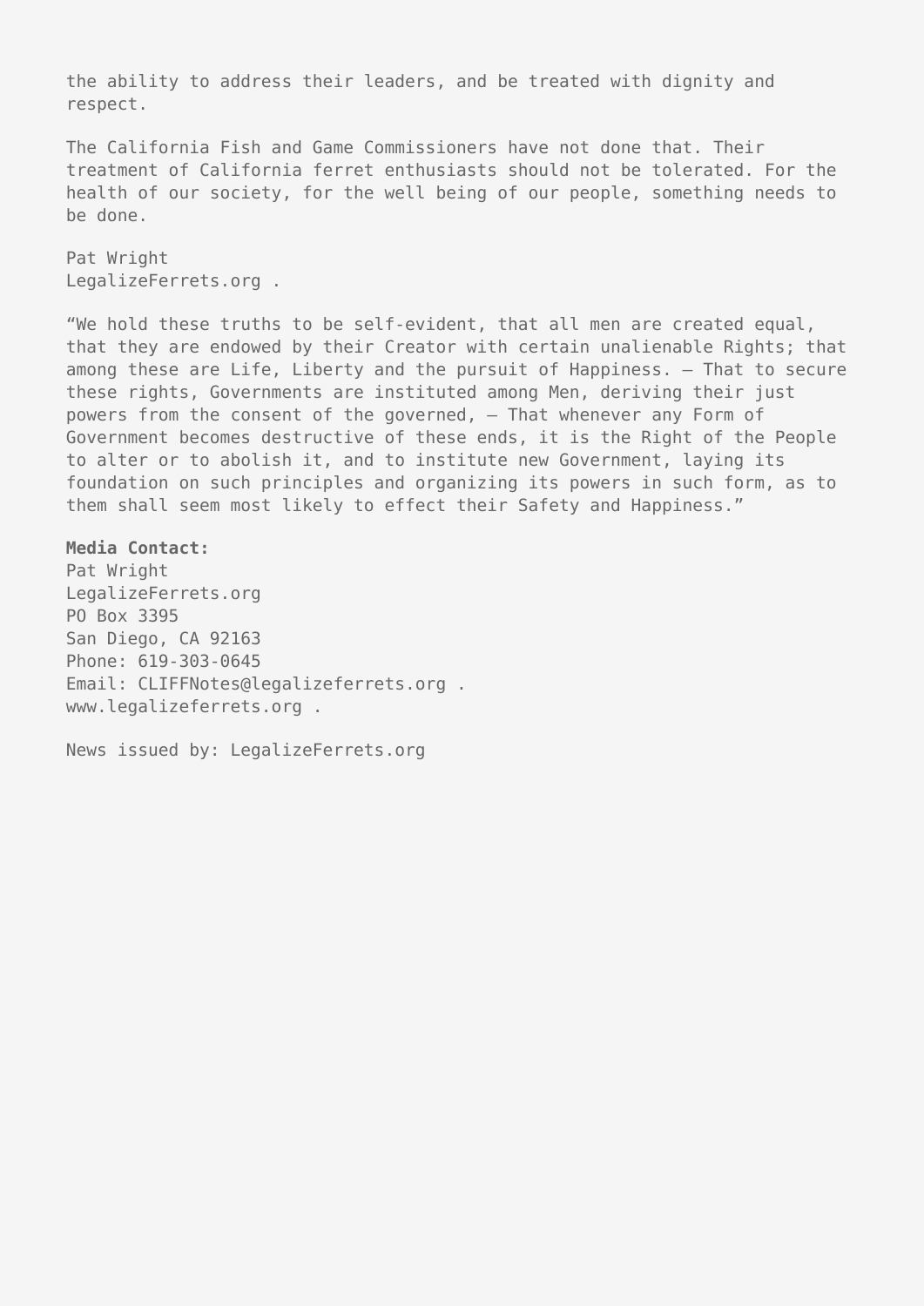the ability to address their leaders, and be treated with dignity and respect.

The California Fish and Game Commissioners have not done that. Their treatment of California ferret enthusiasts should not be tolerated. For the health of our society, for the well being of our people, something needs to be done.

Pat Wright
LegalizeFerrets.org .

"We hold these truths to be self-evident, that all men are created equal, that they are endowed by their Creator with certain unalienable Rights; that among these are Life, Liberty and the pursuit of Happiness. – That to secure these rights, Governments are instituted among Men, deriving their just powers from the consent of the governed, – That whenever any Form of Government becomes destructive of these ends, it is the Right of the People to alter or to abolish it, and to institute new Government, laying its foundation on such principles and organizing its powers in such form, as to them shall seem most likely to effect their Safety and Happiness."

**Media Contact:**
Pat Wright
LegalizeFerrets.org
PO Box 3395
San Diego, CA 92163
Phone: 619-303-0645
Email: CLIFFNotes@legalizeferrets.org .
www.legalizeferrets.org .

News issued by: LegalizeFerrets.org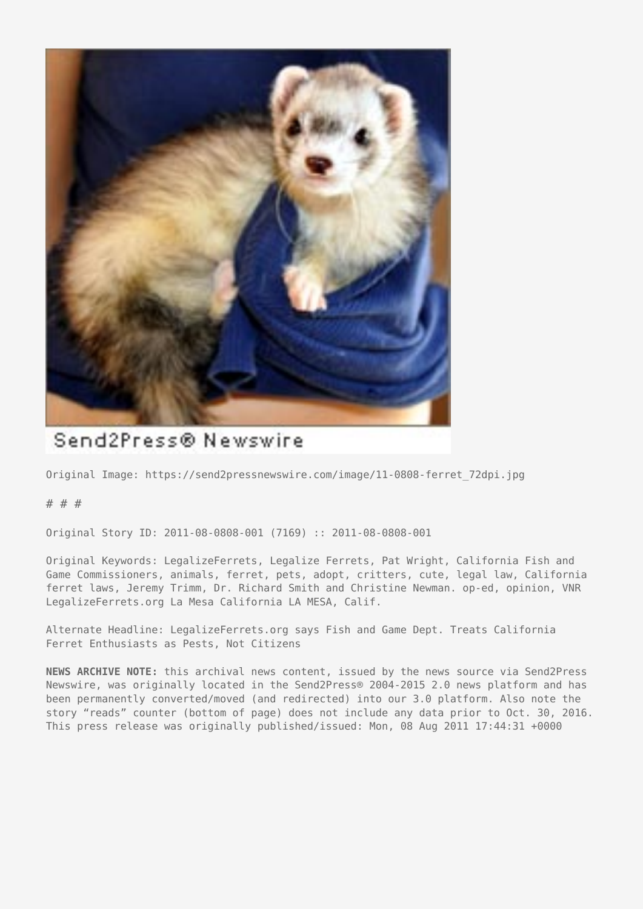Original Image: https://send2pressnewswire.com/image/11-0808-ferret_72dpi.jpg

# # #

Original Story ID: 2011-08-0808-001 (7169) :: 2011-08-0808-001

Original Keywords: LegalizeFerrets, Legalize Ferrets, Pat Wright, California Fish and Game Commissioners, animals, ferret, pets, adopt, critters, cute, legal law, California ferret laws, Jeremy Trimm, Dr. Richard Smith and Christine Newman. op-ed, opinion, VNR LegalizeFerrets.org La Mesa California LA MESA, Calif.

Alternate Headline: LegalizeFerrets.org says Fish and Game Dept. Treats California Ferret Enthusiasts as Pests, Not Citizens

**NEWS ARCHIVE NOTE:** this archival news content, issued by the news source via Send2Press Newswire, was originally located in the Send2Press® 2004-2015 2.0 news platform and has been permanently converted/moved (and redirected) into our 3.0 platform. Also note the story "reads" counter (bottom of page) does not include any data prior to Oct. 30, 2016. This press release was originally published/issued: Mon, 08 Aug 2011 17:44:31 +0000